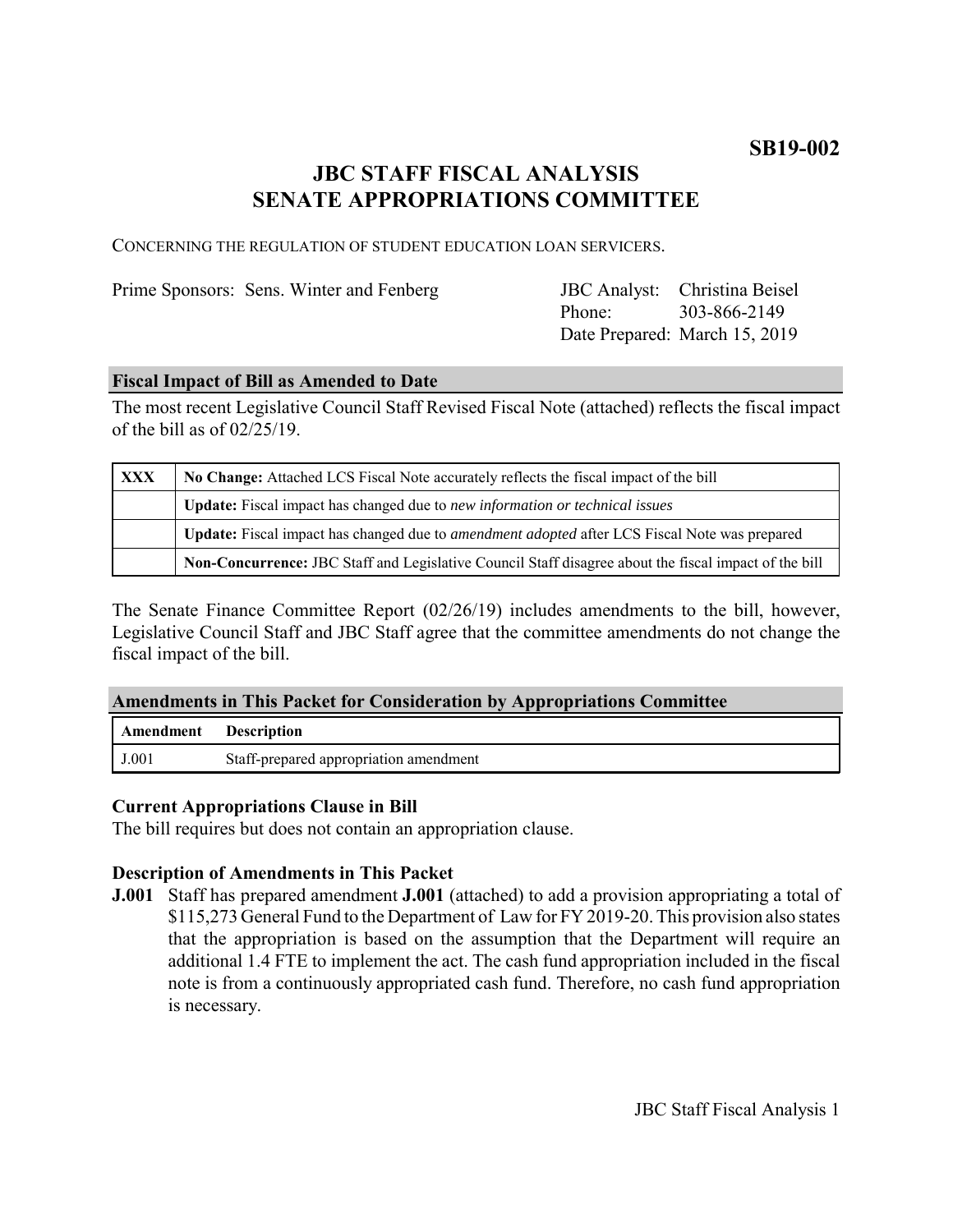**SB19-002**

# JBC STAFF FISCAL ANALYSIS
# SENATE APPROPRIATIONS COMMITTEE

CONCERNING THE REGULATION OF STUDENT EDUCATION LOAN SERVICERS.

Prime Sponsors: Sens. Winter and Fenberg

JBC Analyst: Christina Beisel
Phone: 303-866-2149
Date Prepared: March 15, 2019

## Fiscal Impact of Bill as Amended to Date

The most recent Legislative Council Staff Revised Fiscal Note (attached) reflects the fiscal impact of the bill as of 02/25/19.

| | |
|---|---|
| XXX | **No Change:** Attached LCS Fiscal Note accurately reflects the fiscal impact of the bill |
| | **Update:** Fiscal impact has changed due to *new information or technical issues* |
| | **Update:** Fiscal impact has changed due to *amendment adopted* after LCS Fiscal Note was prepared |
| | **Non-Concurrence:** JBC Staff and Legislative Council Staff disagree about the fiscal impact of the bill |

The Senate Finance Committee Report (02/26/19) includes amendments to the bill, however, Legislative Council Staff and JBC Staff agree that the committee amendments do not change the fiscal impact of the bill.

## Amendments in This Packet for Consideration by Appropriations Committee

| Amendment | Description |
|---|---|
| J.001 | Staff-prepared appropriation amendment |

### Current Appropriations Clause in Bill

The bill requires but does not contain an appropriation clause.

### Description of Amendments in This Packet

**J.001** Staff has prepared amendment **J.001** (attached) to add a provision appropriating a total of $115,273 General Fund to the Department of Law for FY 2019-20. This provision also states that the appropriation is based on the assumption that the Department will require an additional 1.4 FTE to implement the act. The cash fund appropriation included in the fiscal note is from a continuously appropriated cash fund. Therefore, no cash fund appropriation is necessary.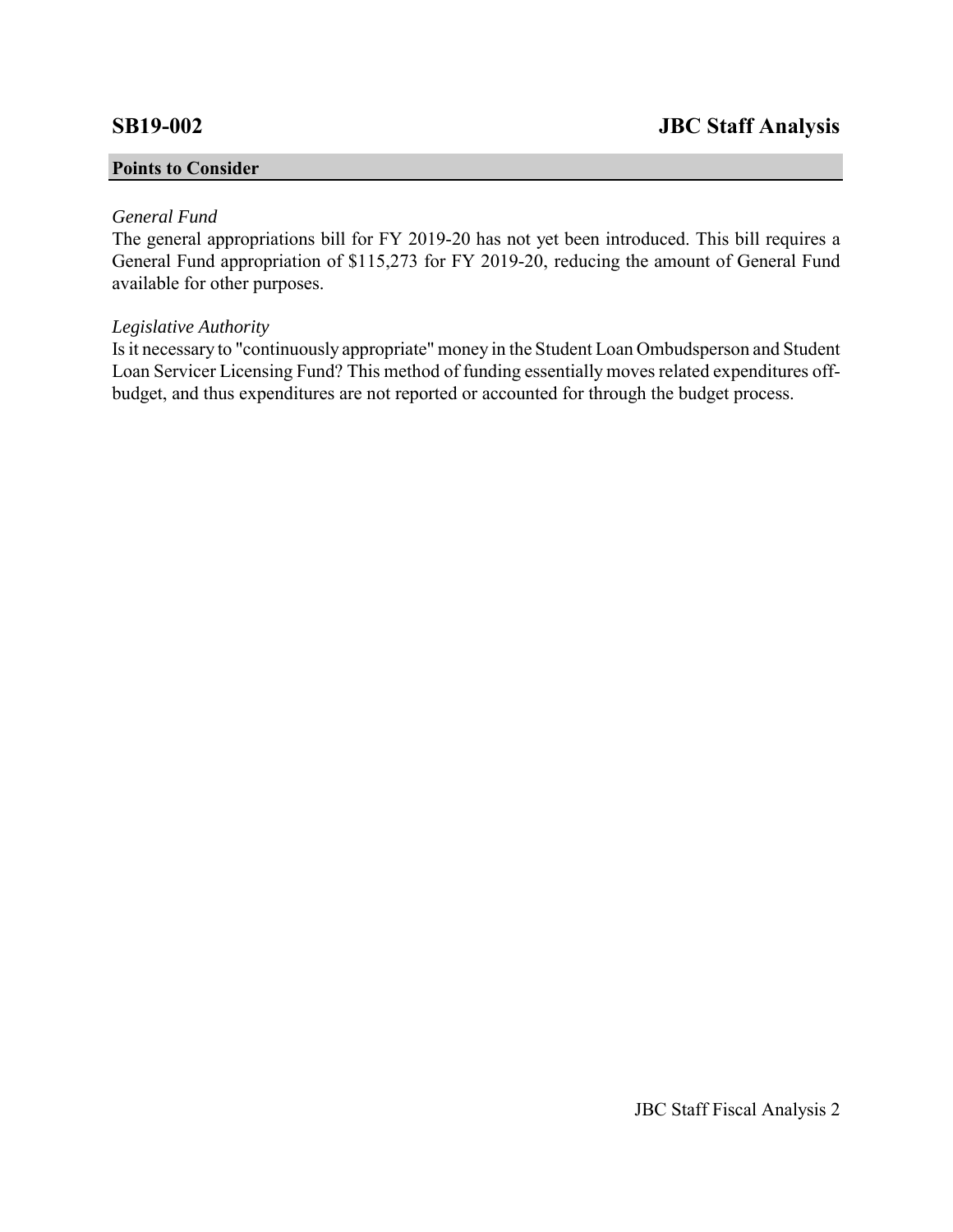## Points to Consider

*General Fund*

The general appropriations bill for FY 2019-20 has not yet been introduced. This bill requires a General Fund appropriation of $115,273 for FY 2019-20, reducing the amount of General Fund available for other purposes.

*Legislative Authority*

Is it necessary to "continuously appropriate" money in the Student Loan Ombudsperson and Student Loan Servicer Licensing Fund? This method of funding essentially moves related expenditures off-budget, and thus expenditures are not reported or accounted for through the budget process.